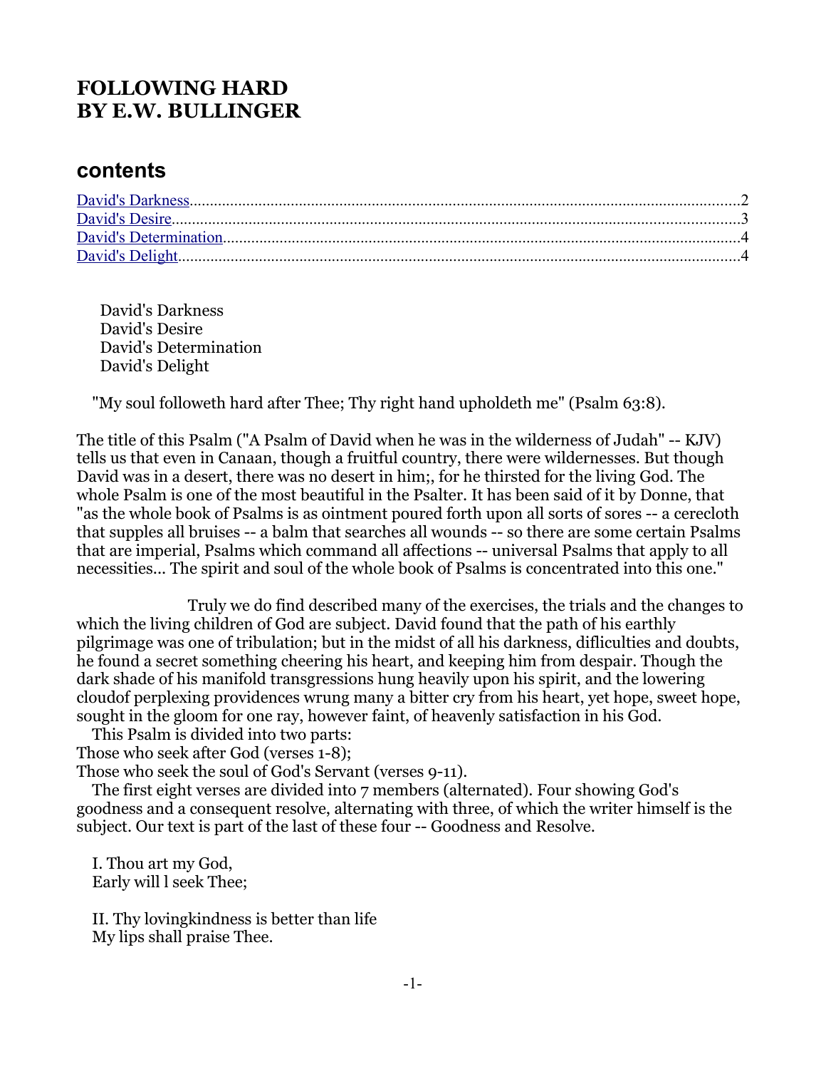# FOLLOWING HARD
# BY E.W. BULLINGER

## contents

[David's Darkness](#)......2
[David's Desire](#)......3
[David's Determination](#)......4
[David's Delight](#)......4

David's Darkness
David's Desire
David's Determination
David's Delight

"My soul followeth hard after Thee; Thy right hand upholdeth me" (Psalm 63:8).

The title of this Psalm ("A Psalm of David when he was in the wilderness of Judah" -- KJV) tells us that even in Canaan, though a fruitful country, there were wildernesses. But though David was in a desert, there was no desert in him;, for he thirsted for the living God. The whole Psalm is one of the most beautiful in the Psalter. It has been said of it by Donne, that "as the whole book of Psalms is as ointment poured forth upon all sorts of sores -- a cerecloth that supples all bruises -- a balm that searches all wounds -- so there are some certain Psalms that are imperial, Psalms which command all affections -- universal Psalms that apply to all necessities... The spirit and soul of the whole book of Psalms is concentrated into this one."

Truly we do find described many of the exercises, the trials and the changes to which the living children of God are subject. David found that the path of his earthly pilgrimage was one of tribulation; but in the midst of all his darkness, difliculties and doubts, he found a secret something cheering his heart, and keeping him from despair. Though the dark shade of his manifold transgressions hung heavily upon his spirit, and the lowering cloudof perplexing providences wrung many a bitter cry from his heart, yet hope, sweet hope, sought in the gloom for one ray, however faint, of heavenly satisfaction in his God.

This Psalm is divided into two parts:
Those who seek after God (verses 1-8);
Those who seek the soul of God's Servant (verses 9-11).

The first eight verses are divided into 7 members (alternated). Four showing God's goodness and a consequent resolve, alternating with three, of which the writer himself is the subject. Our text is part of the last of these four -- Goodness and Resolve.

I. Thou art my God,
Early will l seek Thee;

II. Thy lovingkindness is better than life
My lips shall praise Thee.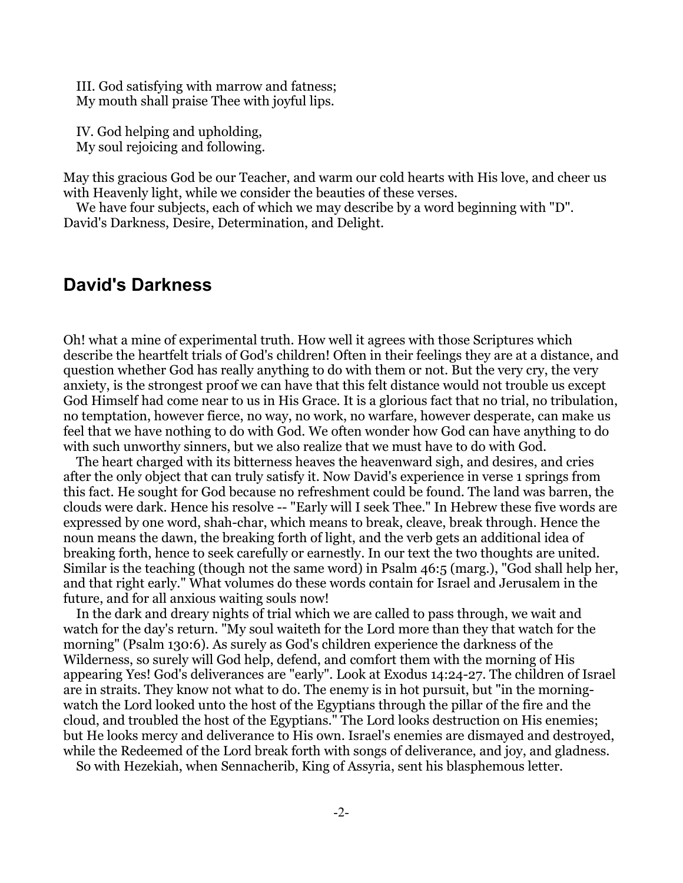III. God satisfying with marrow and fatness;
My mouth shall praise Thee with joyful lips.

IV. God helping and upholding,
My soul rejoicing and following.

May this gracious God be our Teacher, and warm our cold hearts with His love, and cheer us with Heavenly light, while we consider the beauties of these verses.

We have four subjects, each of which we may describe by a word beginning with "D". David's Darkness, Desire, Determination, and Delight.

## David's Darkness

Oh! what a mine of experimental truth. How well it agrees with those Scriptures which describe the heartfelt trials of God's children! Often in their feelings they are at a distance, and question whether God has really anything to do with them or not. But the very cry, the very anxiety, is the strongest proof we can have that this felt distance would not trouble us except God Himself had come near to us in His Grace. It is a glorious fact that no trial, no tribulation, no temptation, however fierce, no way, no work, no warfare, however desperate, can make us feel that we have nothing to do with God. We often wonder how God can have anything to do with such unworthy sinners, but we also realize that we must have to do with God.

The heart charged with its bitterness heaves the heavenward sigh, and desires, and cries after the only object that can truly satisfy it. Now David's experience in verse 1 springs from this fact. He sought for God because no refreshment could be found. The land was barren, the clouds were dark. Hence his resolve -- "Early will I seek Thee." In Hebrew these five words are expressed by one word, shah-char, which means to break, cleave, break through. Hence the noun means the dawn, the breaking forth of light, and the verb gets an additional idea of breaking forth, hence to seek carefully or earnestly. In our text the two thoughts are united. Similar is the teaching (though not the same word) in Psalm 46:5 (marg.), "God shall help her, and that right early." What volumes do these words contain for Israel and Jerusalem in the future, and for all anxious waiting souls now!

In the dark and dreary nights of trial which we are called to pass through, we wait and watch for the day's return. "My soul waiteth for the Lord more than they that watch for the morning" (Psalm 130:6). As surely as God's children experience the darkness of the Wilderness, so surely will God help, defend, and comfort them with the morning of His appearing Yes! God's deliverances are "early". Look at Exodus 14:24-27. The children of Israel are in straits. They know not what to do. The enemy is in hot pursuit, but "in the morning-watch the Lord looked unto the host of the Egyptians through the pillar of the fire and the cloud, and troubled the host of the Egyptians." The Lord looks destruction on His enemies; but He looks mercy and deliverance to His own. Israel's enemies are dismayed and destroyed, while the Redeemed of the Lord break forth with songs of deliverance, and joy, and gladness.

So with Hezekiah, when Sennacherib, King of Assyria, sent his blasphemous letter.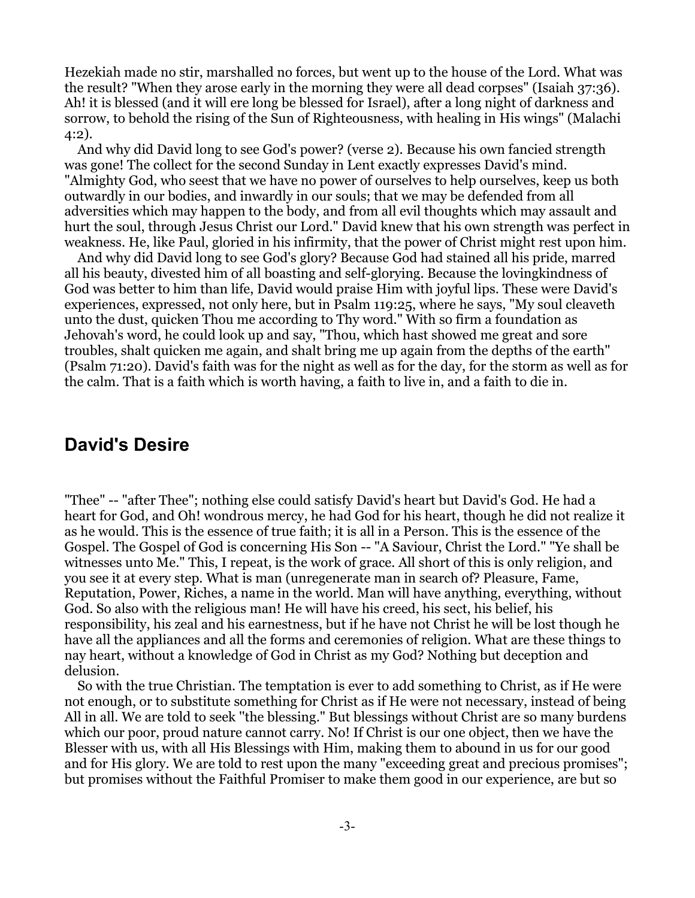Hezekiah made no stir, marshalled no forces, but went up to the house of the Lord. What was the result? "When they arose early in the morning they were all dead corpses" (Isaiah 37:36). Ah! it is blessed (and it will ere long be blessed for Israel), after a long night of darkness and sorrow, to behold the rising of the Sun of Righteousness, with healing in His wings" (Malachi 4:2).

And why did David long to see God's power? (verse 2). Because his own fancied strength was gone! The collect for the second Sunday in Lent exactly expresses David's mind. "Almighty God, who seest that we have no power of ourselves to help ourselves, keep us both outwardly in our bodies, and inwardly in our souls; that we may be defended from all adversities which may happen to the body, and from all evil thoughts which may assault and hurt the soul, through Jesus Christ our Lord." David knew that his own strength was perfect in weakness. He, like Paul, gloried in his infirmity, that the power of Christ might rest upon him.

And why did David long to see God's glory? Because God had stained all his pride, marred all his beauty, divested him of all boasting and self-glorying. Because the lovingkindness of God was better to him than life, David would praise Him with joyful lips. These were David's experiences, expressed, not only here, but in Psalm 119:25, where he says, "My soul cleaveth unto the dust, quicken Thou me according to Thy word." With so firm a foundation as Jehovah's word, he could look up and say, "Thou, which hast showed me great and sore troubles, shalt quicken me again, and shalt bring me up again from the depths of the earth" (Psalm 71:20). David's faith was for the night as well as for the day, for the storm as well as for the calm. That is a faith which is worth having, a faith to live in, and a faith to die in.

## David's Desire

"Thee" -- "after Thee"; nothing else could satisfy David's heart but David's God. He had a heart for God, and Oh! wondrous mercy, he had God for his heart, though he did not realize it as he would. This is the essence of true faith; it is all in a Person. This is the essence of the Gospel. The Gospel of God is concerning His Son -- "A Saviour, Christ the Lord." "Ye shall be witnesses unto Me." This, I repeat, is the work of grace. All short of this is only religion, and you see it at every step. What is man (unregenerate man in search of? Pleasure, Fame, Reputation, Power, Riches, a name in the world. Man will have anything, everything, without God. So also with the religious man! He will have his creed, his sect, his belief, his responsibility, his zeal and his earnestness, but if he have not Christ he will be lost though he have all the appliances and all the forms and ceremonies of religion. What are these things to nay heart, without a knowledge of God in Christ as my God? Nothing but deception and delusion.

So with the true Christian. The temptation is ever to add something to Christ, as if He were not enough, or to substitute something for Christ as if He were not necessary, instead of being All in all. We are told to seek "the blessing." But blessings without Christ are so many burdens which our poor, proud nature cannot carry. No! If Christ is our one object, then we have the Blesser with us, with all His Blessings with Him, making them to abound in us for our good and for His glory. We are told to rest upon the many "exceeding great and precious promises"; but promises without the Faithful Promiser to make them good in our experience, are but so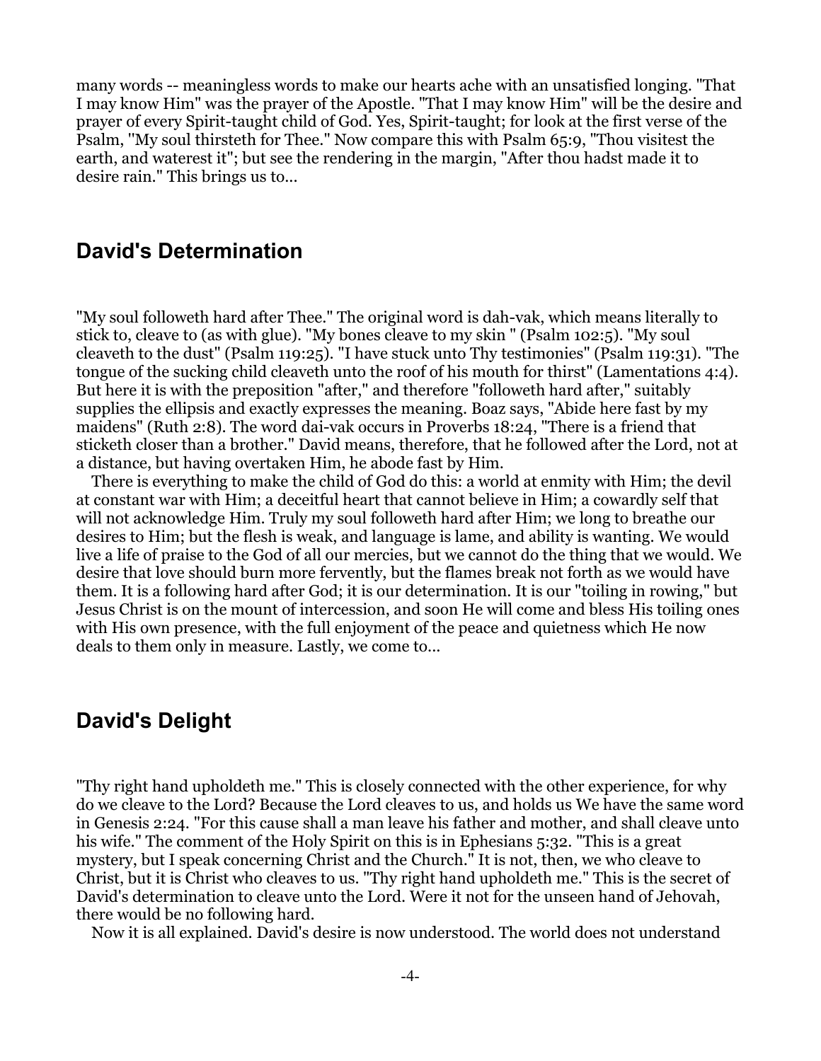many words -- meaningless words to make our hearts ache with an unsatisfied longing. "That I may know Him" was the prayer of the Apostle. "That I may know Him" will be the desire and prayer of every Spirit-taught child of God. Yes, Spirit-taught; for look at the first verse of the Psalm, "My soul thirsteth for Thee." Now compare this with Psalm 65:9, "Thou visitest the earth, and waterest it"; but see the rendering in the margin, "After thou hadst made it to desire rain." This brings us to...

## David's Determination

"My soul followeth hard after Thee." The original word is dah-vak, which means literally to stick to, cleave to (as with glue). "My bones cleave to my skin " (Psalm 102:5). "My soul cleaveth to the dust" (Psalm 119:25). "I have stuck unto Thy testimonies" (Psalm 119:31). "The tongue of the sucking child cleaveth unto the roof of his mouth for thirst" (Lamentations 4:4). But here it is with the preposition "after," and therefore "followeth hard after," suitably supplies the ellipsis and exactly expresses the meaning. Boaz says, "Abide here fast by my maidens" (Ruth 2:8). The word dai-vak occurs in Proverbs 18:24, "There is a friend that sticketh closer than a brother." David means, therefore, that he followed after the Lord, not at a distance, but having overtaken Him, he abode fast by Him.

There is everything to make the child of God do this: a world at enmity with Him; the devil at constant war with Him; a deceitful heart that cannot believe in Him; a cowardly self that will not acknowledge Him. Truly my soul followeth hard after Him; we long to breathe our desires to Him; but the flesh is weak, and language is lame, and ability is wanting. We would live a life of praise to the God of all our mercies, but we cannot do the thing that we would. We desire that love should burn more fervently, but the flames break not forth as we would have them. It is a following hard after God; it is our determination. It is our "toiling in rowing," but Jesus Christ is on the mount of intercession, and soon He will come and bless His toiling ones with His own presence, with the full enjoyment of the peace and quietness which He now deals to them only in measure. Lastly, we come to...

## David's Delight

"Thy right hand upholdeth me." This is closely connected with the other experience, for why do we cleave to the Lord? Because the Lord cleaves to us, and holds us We have the same word in Genesis 2:24. "For this cause shall a man leave his father and mother, and shall cleave unto his wife." The comment of the Holy Spirit on this is in Ephesians 5:32. "This is a great mystery, but I speak concerning Christ and the Church." It is not, then, we who cleave to Christ, but it is Christ who cleaves to us. "Thy right hand upholdeth me." This is the secret of David's determination to cleave unto the Lord. Were it not for the unseen hand of Jehovah, there would be no following hard.

Now it is all explained. David's desire is now understood. The world does not understand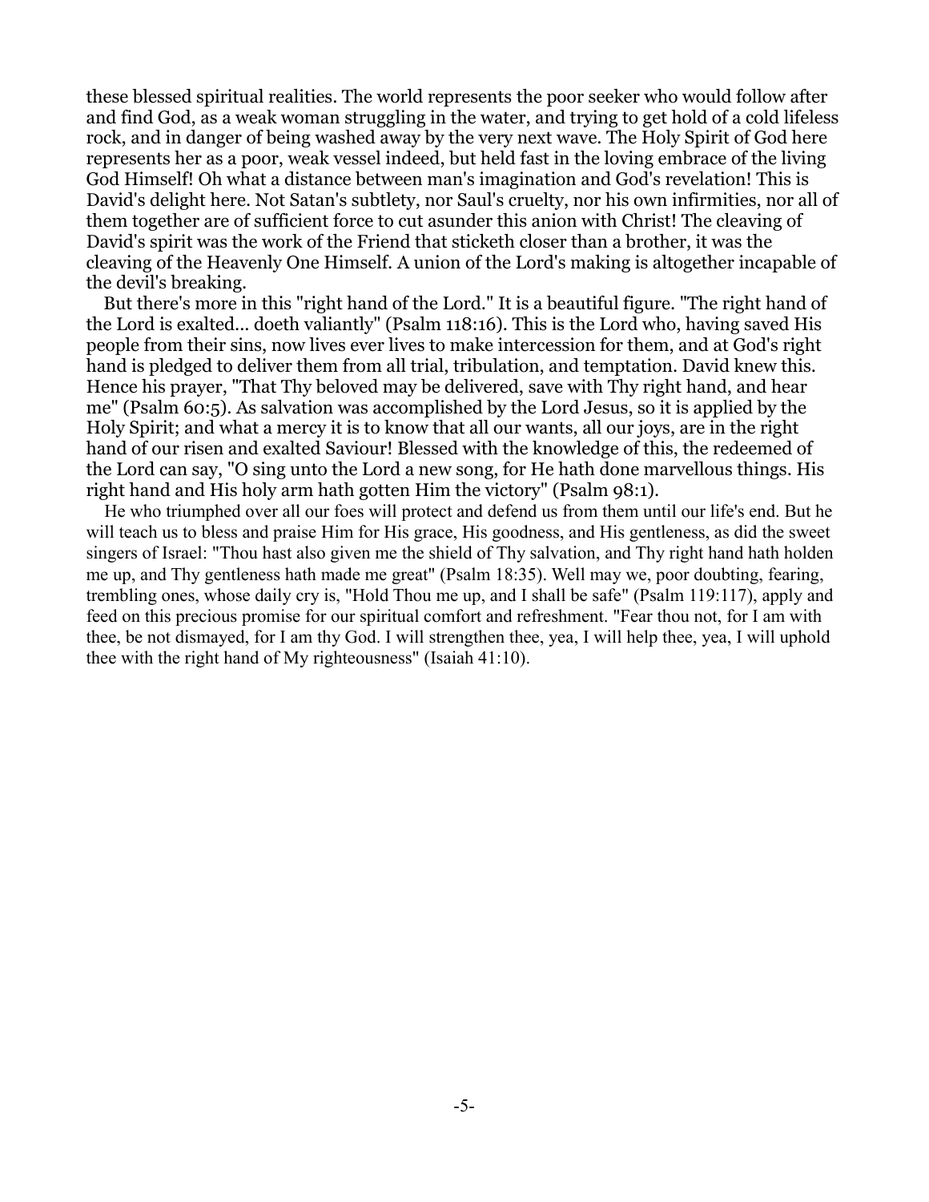these blessed spiritual realities. The world represents the poor seeker who would follow after and find God, as a weak woman struggling in the water, and trying to get hold of a cold lifeless rock, and in danger of being washed away by the very next wave. The Holy Spirit of God here represents her as a poor, weak vessel indeed, but held fast in the loving embrace of the living God Himself! Oh what a distance between man's imagination and God's revelation! This is David's delight here. Not Satan's subtlety, nor Saul's cruelty, nor his own infirmities, nor all of them together are of sufficient force to cut asunder this anion with Christ! The cleaving of David's spirit was the work of the Friend that sticketh closer than a brother, it was the cleaving of the Heavenly One Himself. A union of the Lord's making is altogether incapable of the devil's breaking.

But there's more in this "right hand of the Lord." It is a beautiful figure. "The right hand of the Lord is exalted... doeth valiantly" (Psalm 118:16). This is the Lord who, having saved His people from their sins, now lives ever lives to make intercession for them, and at God's right hand is pledged to deliver them from all trial, tribulation, and temptation. David knew this. Hence his prayer, "That Thy beloved may be delivered, save with Thy right hand, and hear me" (Psalm 60:5). As salvation was accomplished by the Lord Jesus, so it is applied by the Holy Spirit; and what a mercy it is to know that all our wants, all our joys, are in the right hand of our risen and exalted Saviour! Blessed with the knowledge of this, the redeemed of the Lord can say, "O sing unto the Lord a new song, for He hath done marvellous things. His right hand and His holy arm hath gotten Him the victory" (Psalm 98:1).

He who triumphed over all our foes will protect and defend us from them until our life's end. But he will teach us to bless and praise Him for His grace, His goodness, and His gentleness, as did the sweet singers of Israel: "Thou hast also given me the shield of Thy salvation, and Thy right hand hath holden me up, and Thy gentleness hath made me great" (Psalm 18:35). Well may we, poor doubting, fearing, trembling ones, whose daily cry is, "Hold Thou me up, and I shall be safe" (Psalm 119:117), apply and feed on this precious promise for our spiritual comfort and refreshment. "Fear thou not, for I am with thee, be not dismayed, for I am thy God. I will strengthen thee, yea, I will help thee, yea, I will uphold thee with the right hand of My righteousness" (Isaiah 41:10).